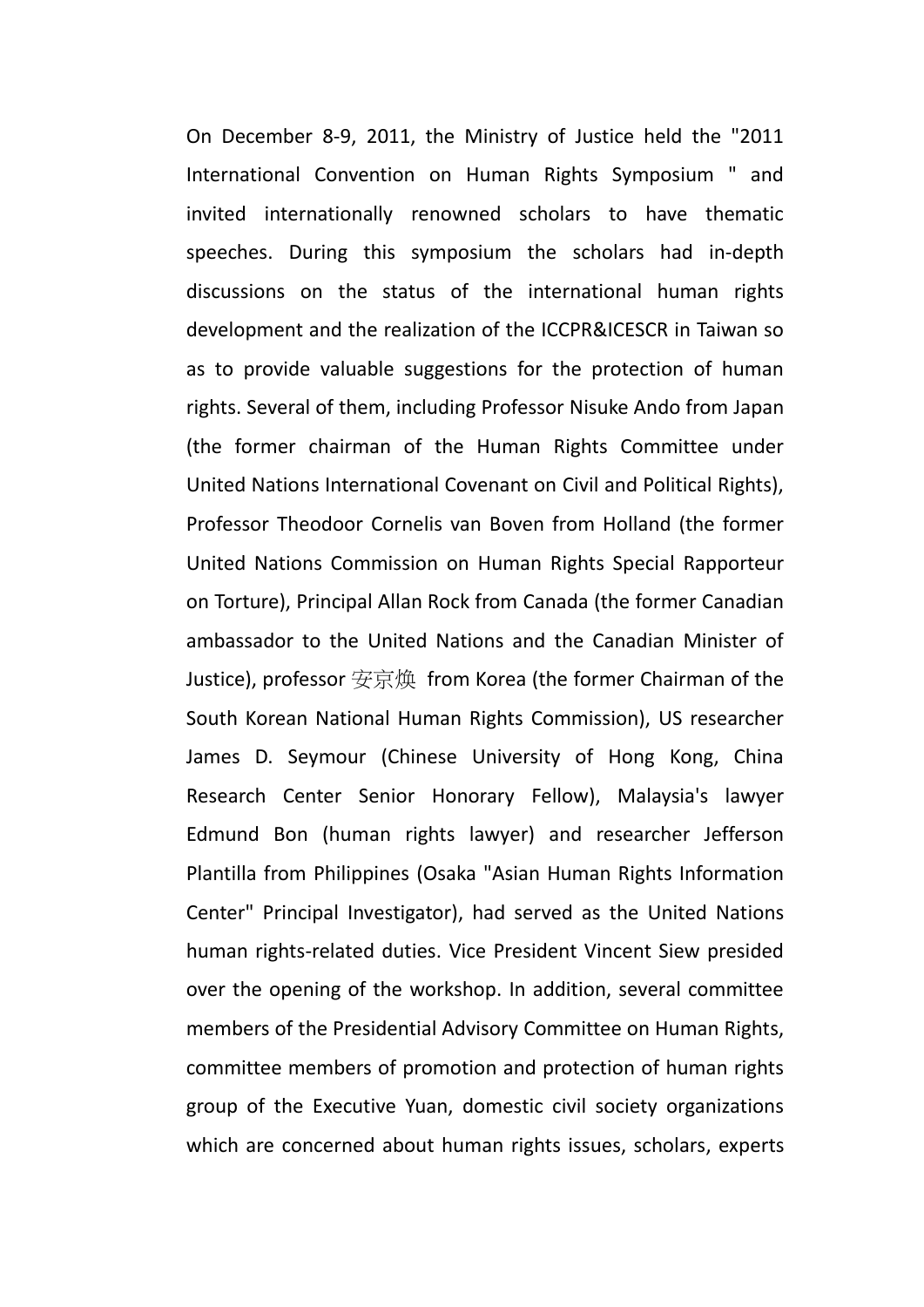On December 8-9, 2011, the Ministry of Justice held the "2011 International Convention on Human Rights Symposium " and invited internationally renowned scholars to have thematic speeches. During this symposium the scholars had in-depth discussions on the status of the international human rights development and the realization of the ICCPR&ICESCR in Taiwan so as to provide valuable suggestions for the protection of human rights. Several of them, including Professor Nisuke Ando from Japan (the former chairman of the Human Rights Committee under United Nations International Covenant on Civil and Political Rights), Professor Theodoor Cornelis van Boven from Holland (the former United Nations Commission on Human Rights Special Rapporteur on Torture), Principal Allan Rock from Canada (the former Canadian ambassador to the United Nations and the Canadian Minister of Justice), professor 安京焕 from Korea (the former Chairman of the South Korean National Human Rights Commission), US researcher James D. Seymour (Chinese University of Hong Kong, China Research Center Senior Honorary Fellow), Malaysia's lawyer Edmund Bon (human rights lawyer) and researcher Jefferson Plantilla from Philippines (Osaka "Asian Human Rights Information Center" Principal Investigator), had served as the United Nations human rights-related duties. Vice President Vincent Siew presided over the opening of the workshop. In addition, several committee members of the Presidential Advisory Committee on Human Rights, committee members of promotion and protection of human rights group of the Executive Yuan, domestic civil society organizations which are concerned about human rights issues, scholars, experts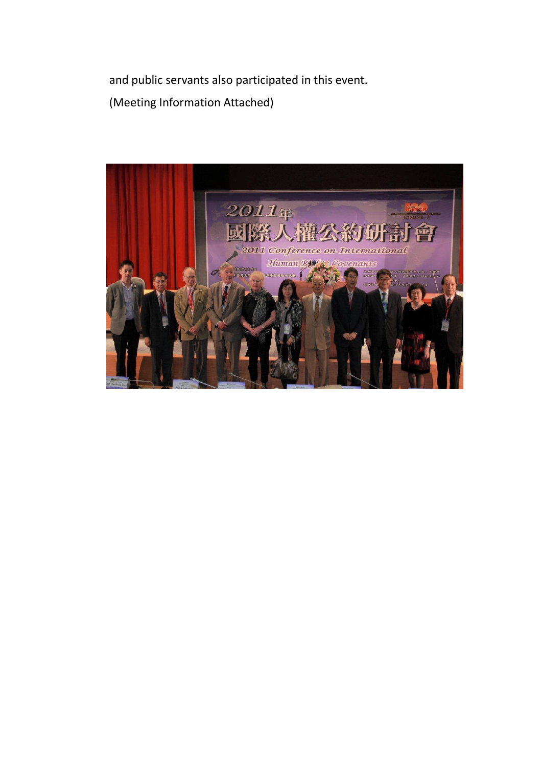and public servants also participated in this event.

(Meeting Information Attached)